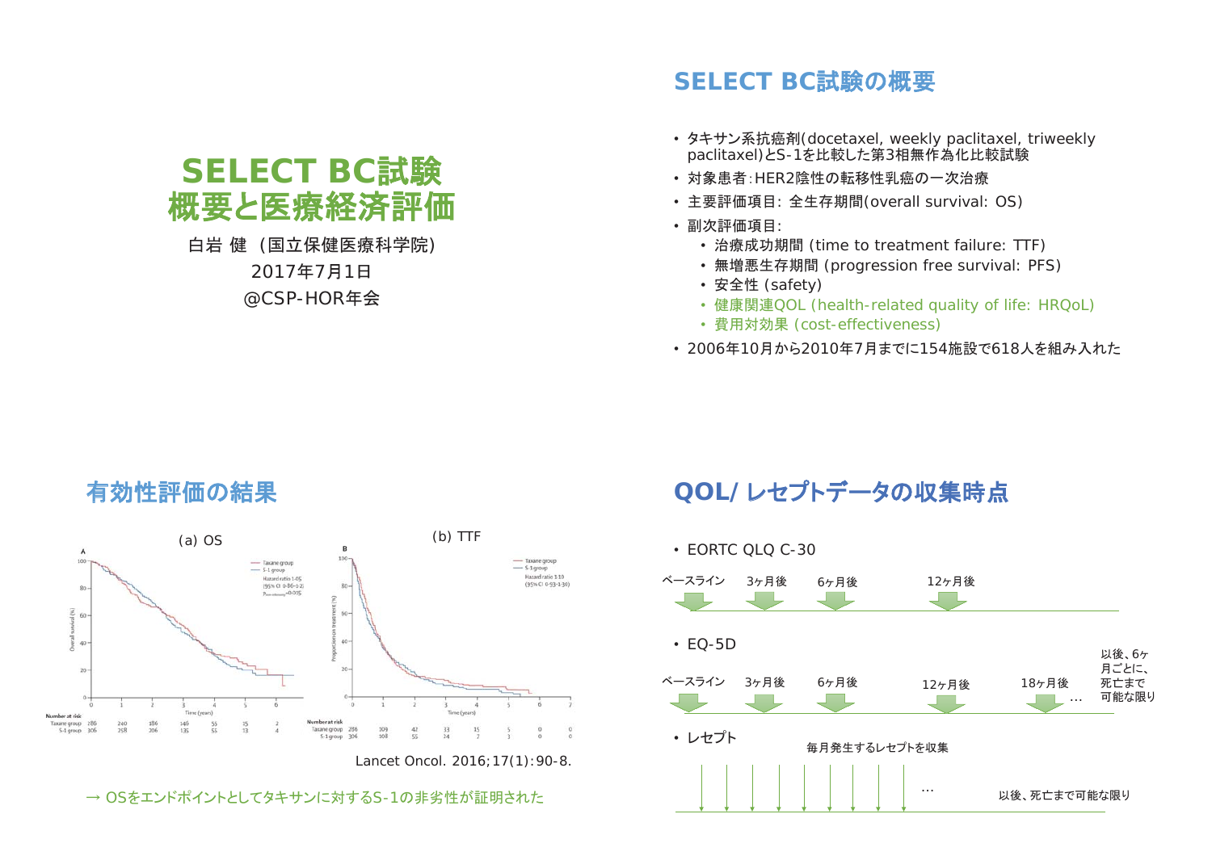# SELECT BC試験
# 概要と医療経済評価

白岩 健 (国立保健医療科学院)

2017年7月1日

@CSP-HOR年会

## SELECT BC試験の概要

- タキサン系抗癌剤(docetaxel, weekly paclitaxel, triweekly paclitaxel)とS-1を比較した第3相無作為化比較試験
- 対象患者:HER2陰性の転移性乳癌の一次治療
- 主要評価項目: 全生存期間(overall survival: OS)
- 副次評価項目:
  - 治療成功期間 (time to treatment failure: TTF)
  - 無増悪生存期間 (progression free survival: PFS)
  - 安全性 (safety)
  - 健康関連QOL (health-related quality of life: HRQoL)
  - 費用対効果 (cost-effectiveness)
- 2006年10月から2010年7月までに154施設で618人を組み入れた

## 有効性評価の結果

(a) OS

(b) TTF

Lancet Oncol. 2016;17(1):90-8.

→ OSをエンドポイントとしてタキサンに対するS-1の非劣性が証明された

## QOL/ レセプトデータの収集時点

- EORTC QLQ C-30
  - ベースライン、3ヶ月後、6ヶ月後、12ヶ月後
- EQ-5D
  - ベースライン、3ヶ月後、6ヶ月後、12ヶ月後、18ヶ月後 …
  - 以後、6ヶ月ごとに、死亡まで可能な限り
- レセプト
  - 毎月発生するレセプトを収集 …
  - 以後、死亡まで可能な限り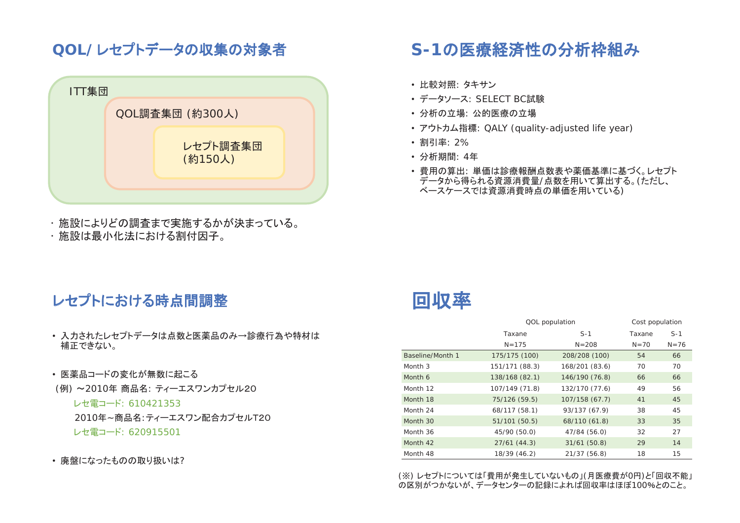## QOL/ レセプトデータの収集の対象者

ITT集団

QOL調査集団 (約300人)

レセプト調査集団
(約150人)

・ 施設によりどの調査まで実施するかが決まっている。
・ 施設は最小化法における割付因子。

## レセプトにおける時点間調整

- 入力されたレセプトデータは点数と医薬品のみ→診療行為や特材は補正できない。

- 医薬品コードの変化が無数に起こる

(例) ～2010年 商品名: ティーエスワンカプセル20

　　レセ電コード: 610421353

　　2010年～商品名:ティーエスワン配合カプセルT20

　　レセ電コード: 620915501

- 廃盤になったものの取り扱いは?

## S-1の医療経済性の分析枠組み

- 比較対照: タキサン
- データソース: SELECT BC試験
- 分析の立場: 公的医療の立場
- アウトカム指標: QALY (quality-adjusted life year)
- 割引率: 2%
- 分析期間: 4年
- 費用の算出: 単価は診療報酬点数表や薬価基準に基づく。レセプトデータから得られる資源消費量/点数を用いて算出する。(ただし、ベースケースでは資源消費時点の単価を用いている)

## 回収率

| | QOL population | | Cost population | |
|---|---|---|---|---|
| | Taxane | S-1 | Taxane | S-1 |
| | N=175 | N=208 | N=70 | N=76 |
| Baseline/Month 1 | 175/175 (100) | 208/208 (100) | 54 | 66 |
| Month 3 | 151/171 (88.3) | 168/201 (83.6) | 70 | 70 |
| Month 6 | 138/168 (82.1) | 146/190 (76.8) | 66 | 66 |
| Month 12 | 107/149 (71.8) | 132/170 (77.6) | 49 | 56 |
| Month 18 | 75/126 (59.5) | 107/158 (67.7) | 41 | 45 |
| Month 24 | 68/117 (58.1) | 93/137 (67.9) | 38 | 45 |
| Month 30 | 51/101 (50.5) | 68/110 (61.8) | 33 | 35 |
| Month 36 | 45/90 (50.0) | 47/84 (56.0) | 32 | 27 |
| Month 42 | 27/61 (44.3) | 31/61 (50.8) | 29 | 14 |
| Month 48 | 18/39 (46.2) | 21/37 (56.8) | 18 | 15 |

(※) レセプトについては「費用が発生していないもの」(月医療費が0円)と「回収不能」の区別がつかないが、データセンターの記録によれば回収率はほぼ100%とのこと。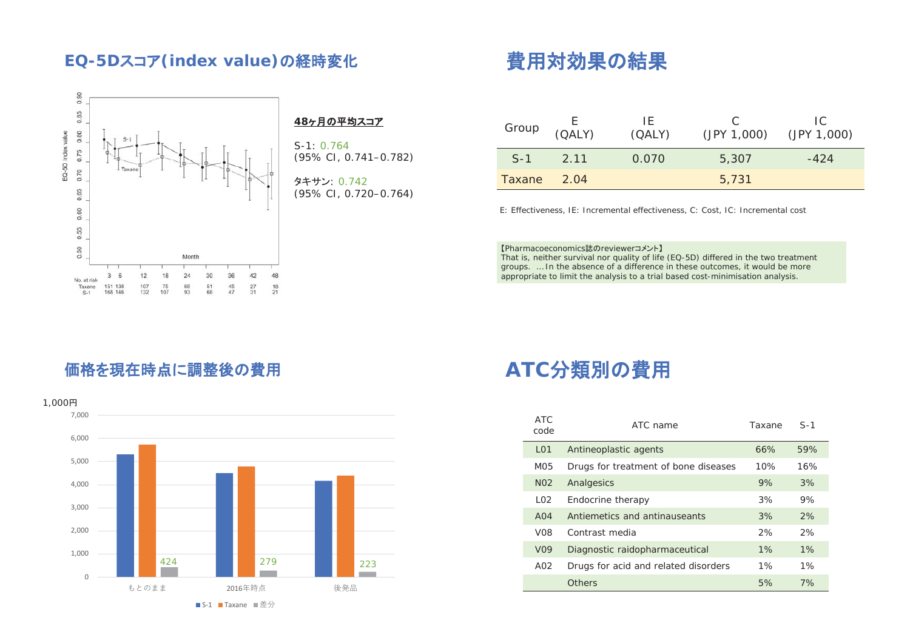## EQ-5Dスコア(index value)の経時変化

**48ヶ月の平均スコア**

S-1: 0.764
(95% CI, 0.741–0.782)

タキサン: 0.742
(95% CI, 0.720–0.764)

## 費用対効果の結果

| Group | E (QALY) | IE (QALY) | C (JPY 1,000) | IC (JPY 1,000) |
|---|---|---|---|---|
| S-1 | 2.11 | 0.070 | 5,307 | -424 |
| Taxane | 2.04 | | 5,731 | |

E: Effectiveness, IE: Incremental effectiveness, C: Cost, IC: Incremental cost

【Pharmacoeconomics誌のreviewerコメント】
That is, neither survival nor quality of life (EQ-5D) differed in the two treatment groups. …In the absence of a difference in these outcomes, it would be more appropriate to limit the analysis to a trial based cost-minimisation analysis.

## 価格を現在時点に調整後の費用

1,000円

| | S-1 | Taxane | 差分 |
|---|---|---|---|
| もとのまま | | | 424 |
| 2016年時点 | | | 279 |
| 後発品 | | | 223 |

## ATC分類別の費用

| ATC code | ATC name | Taxane | S-1 |
|---|---|---|---|
| L01 | Antineoplastic agents | 66% | 59% |
| M05 | Drugs for treatment of bone diseases | 10% | 16% |
| N02 | Analgesics | 9% | 3% |
| L02 | Endocrine therapy | 3% | 9% |
| A04 | Antiemetics and antinauseants | 3% | 2% |
| V08 | Contrast media | 2% | 2% |
| V09 | Diagnostic raidopharmaceutical | 1% | 1% |
| A02 | Drugs for acid and related disorders | 1% | 1% |
| | Others | 5% | 7% |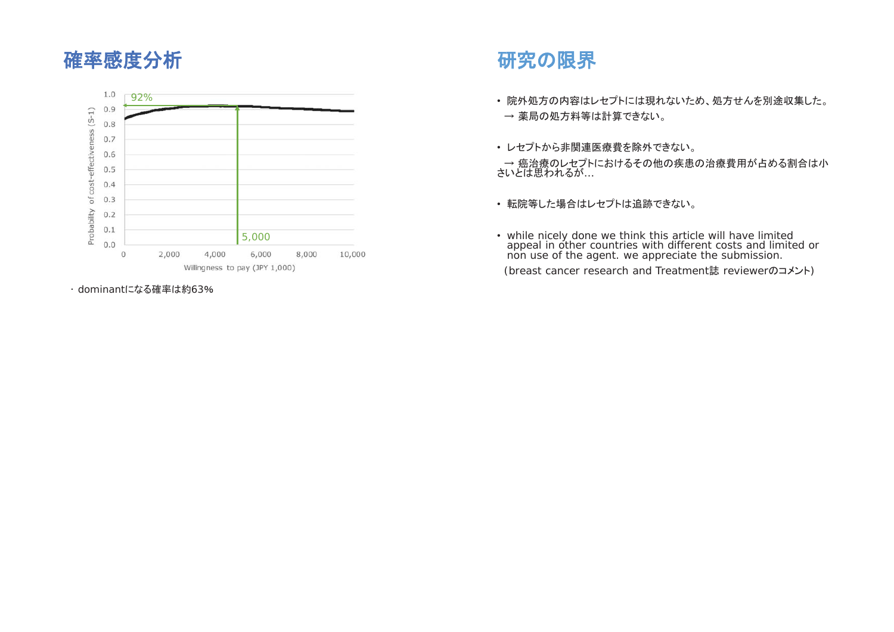## 確率感度分析

92%

1.0
0.9
0.8
0.7
0.6
0.5
0.4
0.3
0.2
0.1
0.0

Probability of cost-effectiveness (S-1)

0
2,000
4,000
6,000
8,000
10,000

5,000

Willingness to pay (JPY 1,000)

・dominantになる確率は約63%

## 研究の限界

- 院外処方の内容はレセプトには現れないため、処方せんを別途収集した。
  → 薬局の処方料等は計算できない。

- レセプトから非関連医療費を除外できない。
  → 癌治療のレセプトにおけるその他の疾患の治療費用が占める割合は小さいとは思われるが…

- 転院等した場合はレセプトは追跡できない。

- while nicely done we think this article will have limited appeal in other countries with different costs and limited or non use of the agent. we appreciate the submission.
  (breast cancer research and Treatment誌 reviewerのコメント)